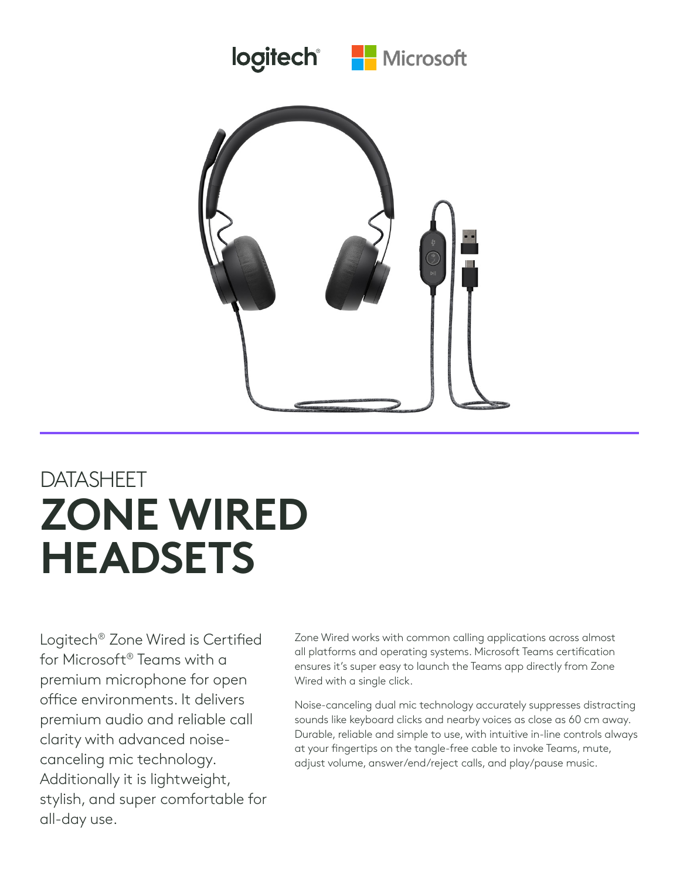DATASHEET

# ZONE WIRED HEADSETS

Logitech® Zone Wired is Certified for Microsoft® Teams with a premium microphone for open office environments. It delivers premium audio and reliable call clarity with advanced noise-canceling mic technology. Additionally it is lightweight, stylish, and super comfortable for all-day use.

Zone Wired works with common calling applications across almost all platforms and operating systems. Microsoft Teams certification ensures it's super easy to launch the Teams app directly from Zone Wired with a single click.

Noise-canceling dual mic technology accurately suppresses distracting sounds like keyboard clicks and nearby voices as close as 60 cm away. Durable, reliable and simple to use, with intuitive in-line controls always at your fingertips on the tangle-free cable to invoke Teams, mute, adjust volume, answer/end/reject calls, and play/pause music.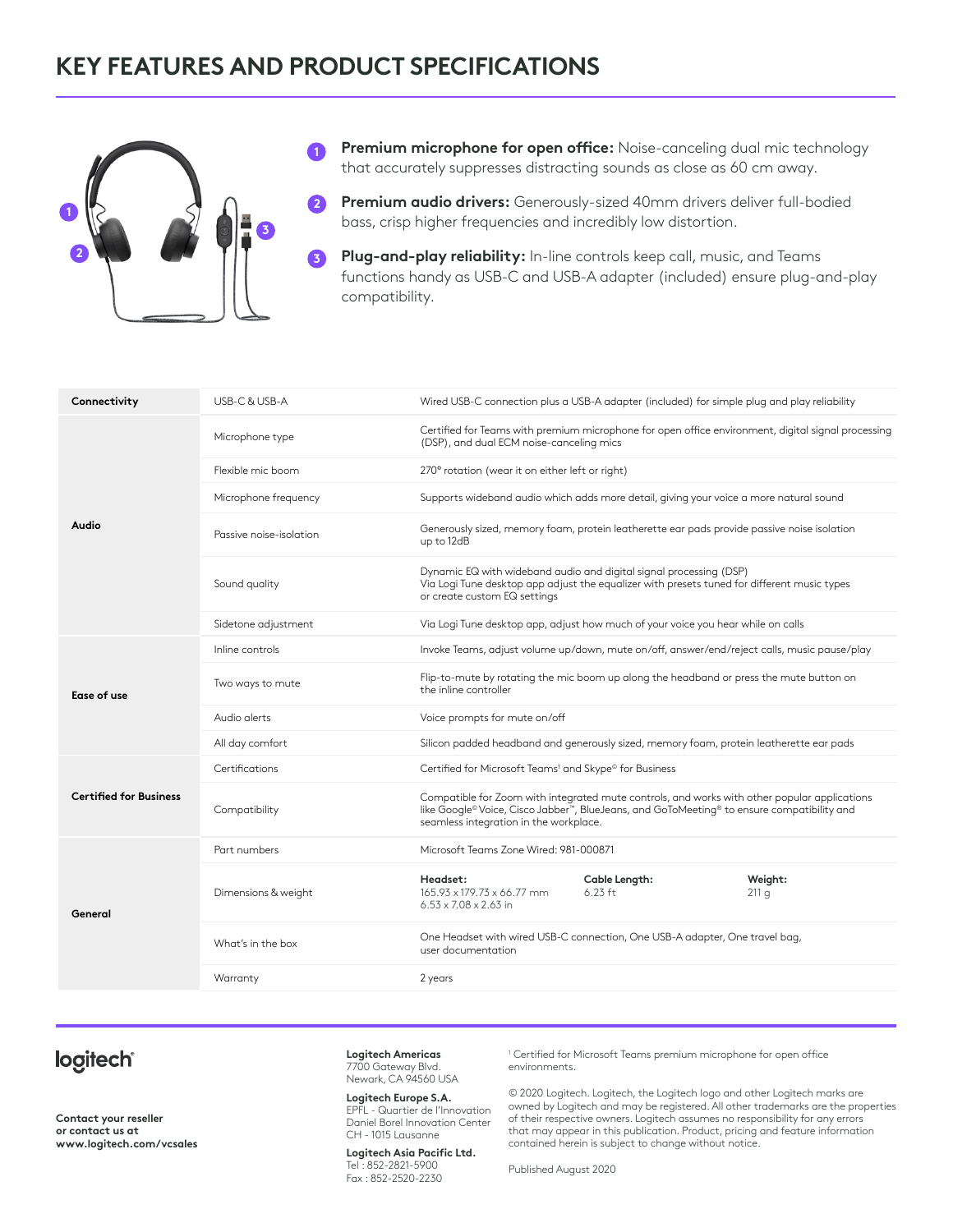# KEY FEATURES AND PRODUCT SPECIFICATIONS

1 **Premium microphone for open office:** Noise-canceling dual mic technology that accurately suppresses distracting sounds as close as 60 cm away.

2 **Premium audio drivers:** Generously-sized 40mm drivers deliver full-bodied bass, crisp higher frequencies and incredibly low distortion.

3 **Plug-and-play reliability:** In-line controls keep call, music, and Teams functions handy as USB-C and USB-A adapter (included) ensure plug-and-play compatibility.

| | | |
|---|---|---|
| **Connectivity** | USB-C & USB-A | Wired USB-C connection plus a USB-A adapter (included) for simple plug and play reliability |
| **Audio** | Microphone type | Certified for Teams with premium microphone for open office environment, digital signal processing (DSP), and dual ECM noise-canceling mics |
| | Flexible mic boom | 270° rotation (wear it on either left or right) |
| | Microphone frequency | Supports wideband audio which adds more detail, giving your voice a more natural sound |
| | Passive noise-isolation | Generously sized, memory foam, protein leatherette ear pads provide passive noise isolation up to 12dB |
| | Sound quality | Dynamic EQ with wideband audio and digital signal processing (DSP) Via Logi Tune desktop app adjust the equalizer with presets tuned for different music types or create custom EQ settings |
| | Sidetone adjustment | Via Logi Tune desktop app, adjust how much of your voice you hear while on calls |
| **Ease of use** | Inline controls | Invoke Teams, adjust volume up/down, mute on/off, answer/end/reject calls, music pause/play |
| | Two ways to mute | Flip-to-mute by rotating the mic boom up along the headband or press the mute button on the inline controller |
| | Audio alerts | Voice prompts for mute on/off |
| | All day comfort | Silicon padded headband and generously sized, memory foam, protein leatherette ear pads |
| **Certified for Business** | Certifications | Certified for Microsoft Teams[1] and Skype© for Business |
| | Compatibility | Compatible for Zoom with integrated mute controls, and works with other popular applications like Google© Voice, Cisco Jabber™, BlueJeans, and GoToMeeting® to ensure compatibility and seamless integration in the workplace. |
| **General** | Part numbers | Microsoft Teams Zone Wired: 981-000871 |
| | Dimensions & weight | **Headset:** 165.93 x 179.73 x 66.77 mm 6.53 x 7.08 x 2.63 in; **Cable Length:** 6.23 ft; **Weight:** 211 g |
| | What's in the box | One Headset with wired USB-C connection, One USB-A adapter, One travel bag, user documentation |
| | Warranty | 2 years |

logitech®

**Contact your reseller or contact us at www.logitech.com/vcsales**

**Logitech Americas**
7700 Gateway Blvd.
Newark, CA 94560 USA

**Logitech Europe S.A.**
EPFL - Quartier de l'Innovation
Daniel Borel Innovation Center
CH - 1015 Lausanne

**Logitech Asia Pacific Ltd.**
Tel : 852-2821-5900
Fax : 852-2520-2230

[1] Certified for Microsoft Teams premium microphone for open office environments.

© 2020 Logitech. Logitech, the Logitech logo and other Logitech marks are owned by Logitech and may be registered. All other trademarks are the properties of their respective owners. Logitech assumes no responsibility for any errors that may appear in this publication. Product, pricing and feature information contained herein is subject to change without notice.

Published August 2020